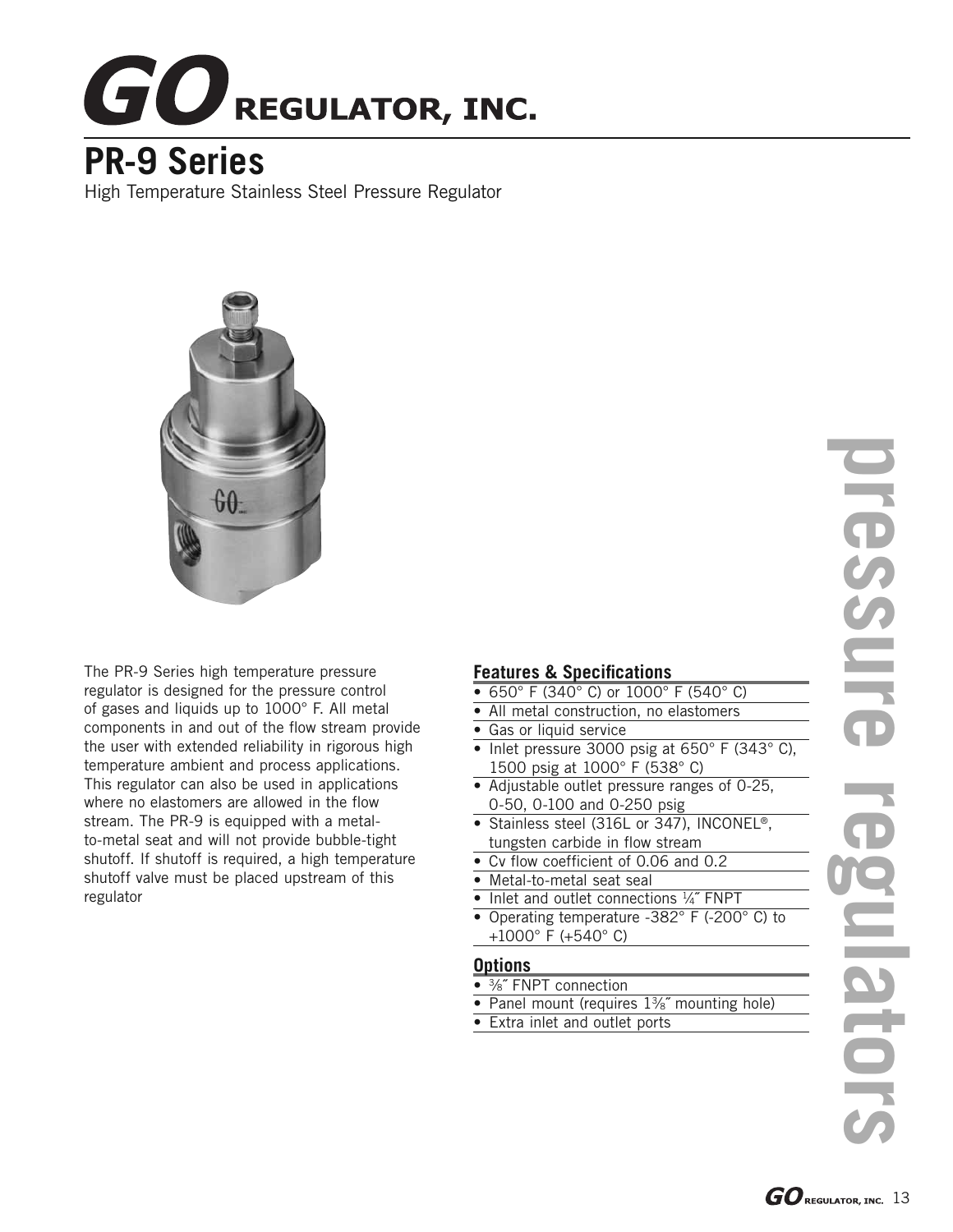# GO REGULATOR, INC.

## PR-9 Series

High Temperature Stainless Steel Pressure Regulator

The PR-9 Series high temperature pressure regulator is designed for the pressure control of gases and liquids up to 1000° F. All metal components in and out of the flow stream provide the user with extended reliability in rigorous high temperature ambient and process applications. This regulator can also be used in applications where no elastomers are allowed in the flow stream. The PR-9 is equipped with a metal-to-metal seat and will not provide bubble-tight shutoff. If shutoff is required, a high temperature shutoff valve must be placed upstream of this regulator

### Features & Specifications

- 650° F (340° C) or 1000° F (540° C)
- All metal construction, no elastomers
- Gas or liquid service
- Inlet pressure 3000 psig at 650° F (343° C), 1500 psig at 1000° F (538° C)
- Adjustable outlet pressure ranges of 0-25, 0-50, 0-100 and 0-250 psig
- Stainless steel (316L or 347), INCONEL®, tungsten carbide in flow stream
- Cv flow coefficient of 0.06 and 0.2
- Metal-to-metal seat seal
- Inlet and outlet connections ¼″ FNPT
- Operating temperature -382° F (-200° C) to +1000° F (+540° C)

### Options

- ⅜″ FNPT connection
- Panel mount (requires 1⅜″ mounting hole)
- Extra inlet and outlet ports

pressure regulators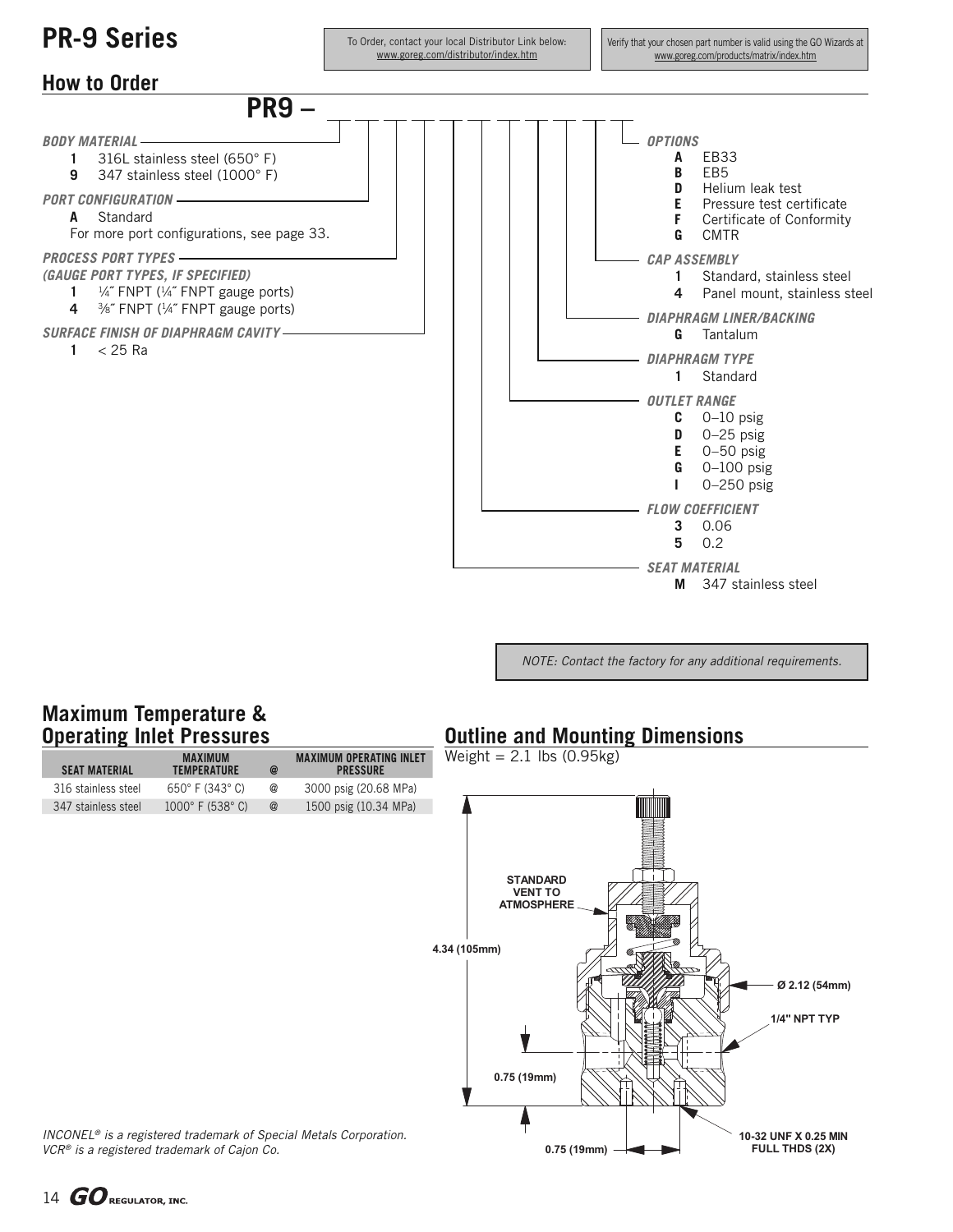# PR-9 Series

To Order, contact your local Distributor Link below: www.goreg.com/distributor/index.htm

Verify that your chosen part number is valid using the GO Wizards at www.goreg.com/products/matrix/index.htm

## How to Order

**PR9 –** _ _ _ _ _ _ _ _ _ _ _

***BODY MATERIAL***
- **1** 316L stainless steel (650° F)
- **9** 347 stainless steel (1000° F)

***PORT CONFIGURATION***
- **A** Standard

For more port configurations, see page 33.

***PROCESS PORT TYPES***
***(GAUGE PORT TYPES, IF SPECIFIED)***
- **1** ¼″ FNPT (¼″ FNPT gauge ports)
- **4** ⅜″ FNPT (¼″ FNPT gauge ports)

***SURFACE FINISH OF DIAPHRAGM CAVITY***
- **1** < 25 Ra

***SEAT MATERIAL***
- **M** 347 stainless steel

***FLOW COEFFICIENT***
- **3** 0.06
- **5** 0.2

***OUTLET RANGE***
- **C** 0–10 psig
- **D** 0–25 psig
- **E** 0–50 psig
- **G** 0–100 psig
- **I** 0–250 psig

***DIAPHRAGM TYPE***
- **1** Standard

***DIAPHRAGM LINER/BACKING***
- **G** Tantalum

***CAP ASSEMBLY***
- **1** Standard, stainless steel
- **4** Panel mount, stainless steel

***OPTIONS***
- **A** EB33
- **B** EB5
- **D** Helium leak test
- **E** Pressure test certificate
- **F** Certificate of Conformity
- **G** CMTR

*NOTE: Contact the factory for any additional requirements.*

## Maximum Temperature & Operating Inlet Pressures

| SEAT MATERIAL | MAXIMUM TEMPERATURE | @ | MAXIMUM OPERATING INLET PRESSURE |
|---|---|---|---|
| 316 stainless steel | 650° F (343° C) | @ | 3000 psig (20.68 MPa) |
| 347 stainless steel | 1000° F (538° C) | @ | 1500 psig (10.34 MPa) |

## Outline and Mounting Dimensions

Weight = 2.1 lbs (0.95kg)

STANDARD VENT TO ATMOSPHERE

4.34 (105mm)

Ø 2.12 (54mm)

1/4" NPT TYP

0.75 (19mm)

0.75 (19mm)

10-32 UNF X 0.25 MIN FULL THDS (2X)

*INCONEL® is a registered trademark of Special Metals Corporation.*
*VCR® is a registered trademark of Cajon Co.*